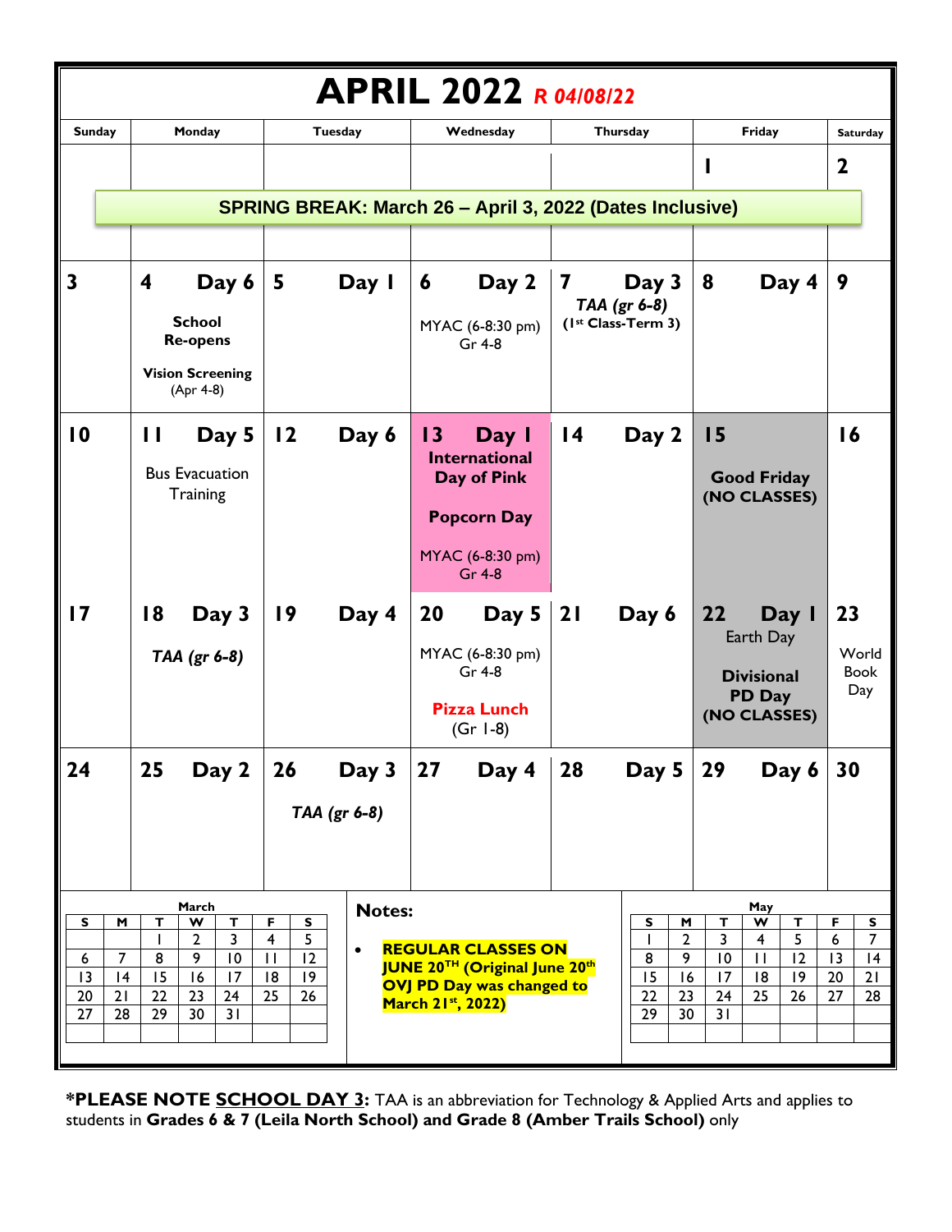# APRIL 2022 *R 04/08/22*

| Sunday | Monday | Tuesday | Wednesday | Thursday | Friday | Saturday |
|---|---|---|---|---|---|---|
| | | | | | 1 | 2 |
| SPRING BREAK: March 26 – April 3, 2022 (Dates Inclusive) | | | | | | |
| 3 | 4 Day 6<br>**School Re-opens**<br>**Vision Screening** (Apr 4-8) | 5 Day 1 | 6 Day 2<br>MYAC (6-8:30 pm) Gr 4-8 | 7 Day 3<br>***TAA (gr 6-8)***<br>**(1st Class-Term 3)** | 8 Day 4 | 9 |
| 10 | 11 Day 5<br>Bus Evacuation Training | 12 Day 6 | 13 Day 1<br>**International Day of Pink**<br>**Popcorn Day**<br>MYAC (6-8:30 pm) Gr 4-8 | 14 Day 2 | 15<br>**Good Friday (NO CLASSES)** | 16 |
| 17 | 18 Day 3<br>***TAA (gr 6-8)*** | 19 Day 4 | 20 Day 5<br>MYAC (6-8:30 pm) Gr 4-8<br>**Pizza Lunch** (Gr 1-8) | 21 Day 6 | 22 Day 1<br>Earth Day<br>**Divisional PD Day (NO CLASSES)** | 23<br>World Book Day |
| 24 | 25 Day 2 | 26 Day 3<br>***TAA (gr 6-8)*** | 27 Day 4 | 28 Day 5 | 29 Day 6 | 30 |

**March**

| S | M | T | W | T | F | S |
|---|---|---|---|---|---|---|
| | | 1 | 2 | 3 | 4 | 5 |
| 6 | 7 | 8 | 9 | 10 | 11 | 12 |
| 13 | 14 | 15 | 16 | 17 | 18 | 19 |
| 20 | 21 | 22 | 23 | 24 | 25 | 26 |
| 27 | 28 | 29 | 30 | 31 | | |

**Notes:**

- **REGULAR CLASSES ON JUNE 20TH (Original June 20th OVJ PD Day was changed to March 21st, 2022)**

**May**

| S | M | T | W | T | F | S |
|---|---|---|---|---|---|---|
| 1 | 2 | 3 | 4 | 5 | 6 | 7 |
| 8 | 9 | 10 | 11 | 12 | 13 | 14 |
| 15 | 16 | 17 | 18 | 19 | 20 | 21 |
| 22 | 23 | 24 | 25 | 26 | 27 | 28 |
| 29 | 30 | 31 | | | | |

**\*PLEASE NOTE <u>SCHOOL DAY 3</u>:** TAA is an abbreviation for Technology & Applied Arts and applies to students in **Grades 6 & 7 (Leila North School) and Grade 8 (Amber Trails School)** only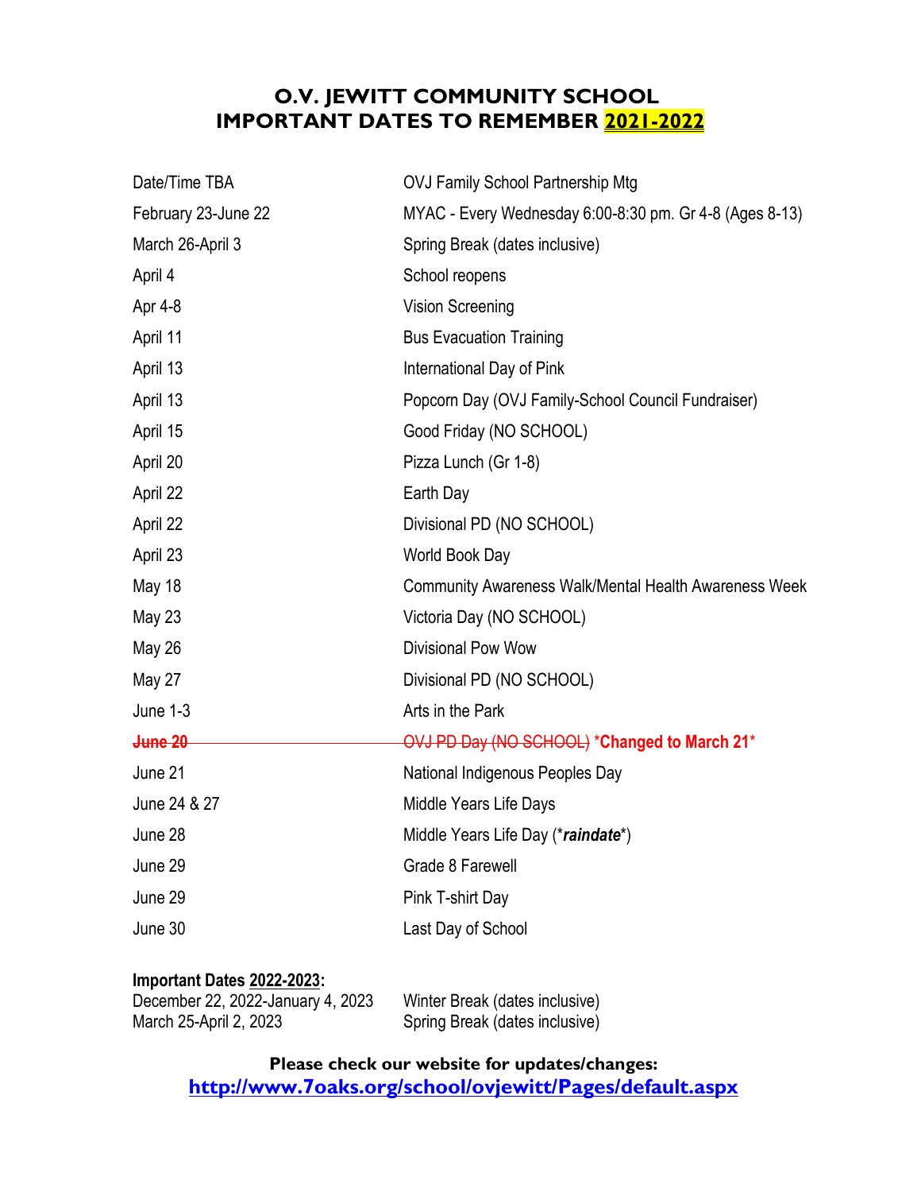# O.V. JEWITT COMMUNITY SCHOOL
# IMPORTANT DATES TO REMEMBER 2021-2022

| | |
|---|---|
| Date/Time TBA | OVJ Family School Partnership Mtg |
| February 23-June 22 | MYAC - Every Wednesday 6:00-8:30 pm. Gr 4-8 (Ages 8-13) |
| March 26-April 3 | Spring Break (dates inclusive) |
| April 4 | School reopens |
| Apr 4-8 | Vision Screening |
| April 11 | Bus Evacuation Training |
| April 13 | International Day of Pink |
| April 13 | Popcorn Day (OVJ Family-School Council Fundraiser) |
| April 15 | Good Friday (NO SCHOOL) |
| April 20 | Pizza Lunch (Gr 1-8) |
| April 22 | Earth Day |
| April 22 | Divisional PD (NO SCHOOL) |
| April 23 | World Book Day |
| May 18 | Community Awareness Walk/Mental Health Awareness Week |
| May 23 | Victoria Day (NO SCHOOL) |
| May 26 | Divisional Pow Wow |
| May 27 | Divisional PD (NO SCHOOL) |
| June 1-3 | Arts in the Park |
| ~~June 20~~ | ~~OVJ PD Day (NO SCHOOL)~~ ***Changed to March 21*** |
| June 21 | National Indigenous Peoples Day |
| June 24 & 27 | Middle Years Life Days |
| June 28 | Middle Years Life Day (****raindate****) |
| June 29 | Grade 8 Farewell |
| June 29 | Pink T-shirt Day |
| June 30 | Last Day of School |

**Important Dates 2022-2023:**

| | |
|---|---|
| December 22, 2022-January 4, 2023 | Winter Break (dates inclusive) |
| March 25-April 2, 2023 | Spring Break (dates inclusive) |

**Please check our website for updates/changes:**
**http://www.7oaks.org/school/ovjewitt/Pages/default.aspx**